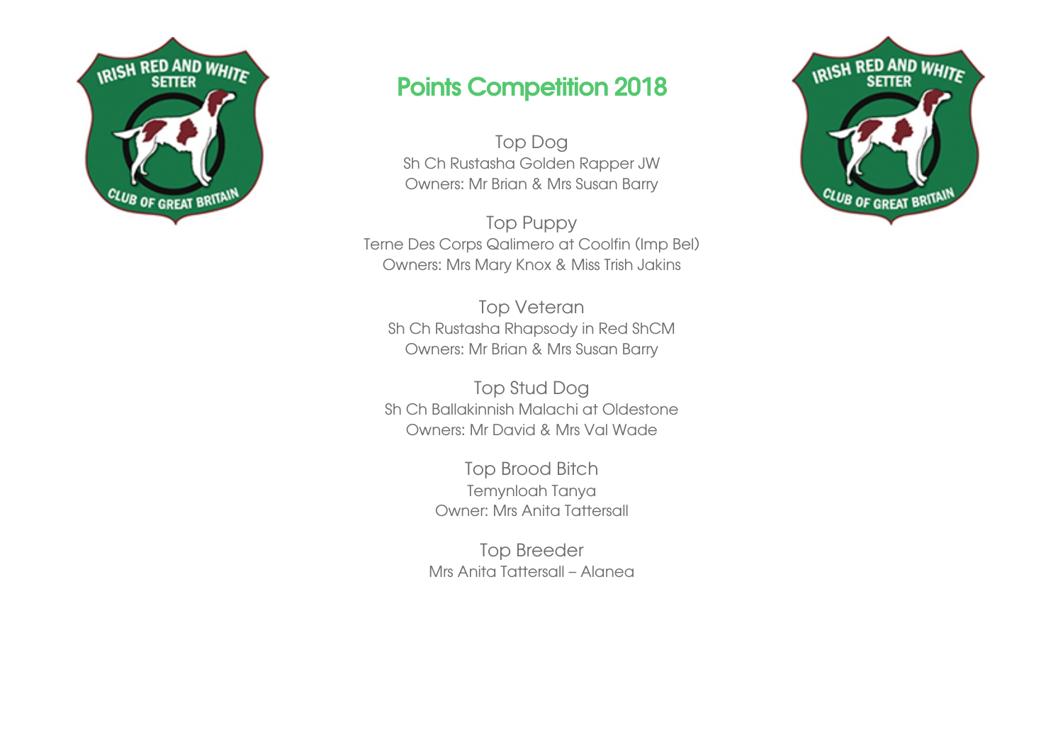# Points Competition 2018

## Top Dog

Sh Ch Rustasha Golden Rapper JW
Owners: Mr Brian & Mrs Susan Barry

## Top Puppy

Terne Des Corps Qalimero at Coolfin (Imp Bel)
Owners: Mrs Mary Knox & Miss Trish Jakins

## Top Veteran

Sh Ch Rustasha Rhapsody in Red ShCM
Owners: Mr Brian & Mrs Susan Barry

## Top Stud Dog

Sh Ch Ballakinnish Malachi at Oldestone
Owners: Mr David & Mrs Val Wade

## Top Brood Bitch

Temynloah Tanya
Owner: Mrs Anita Tattersall

## Top Breeder

Mrs Anita Tattersall – Alanea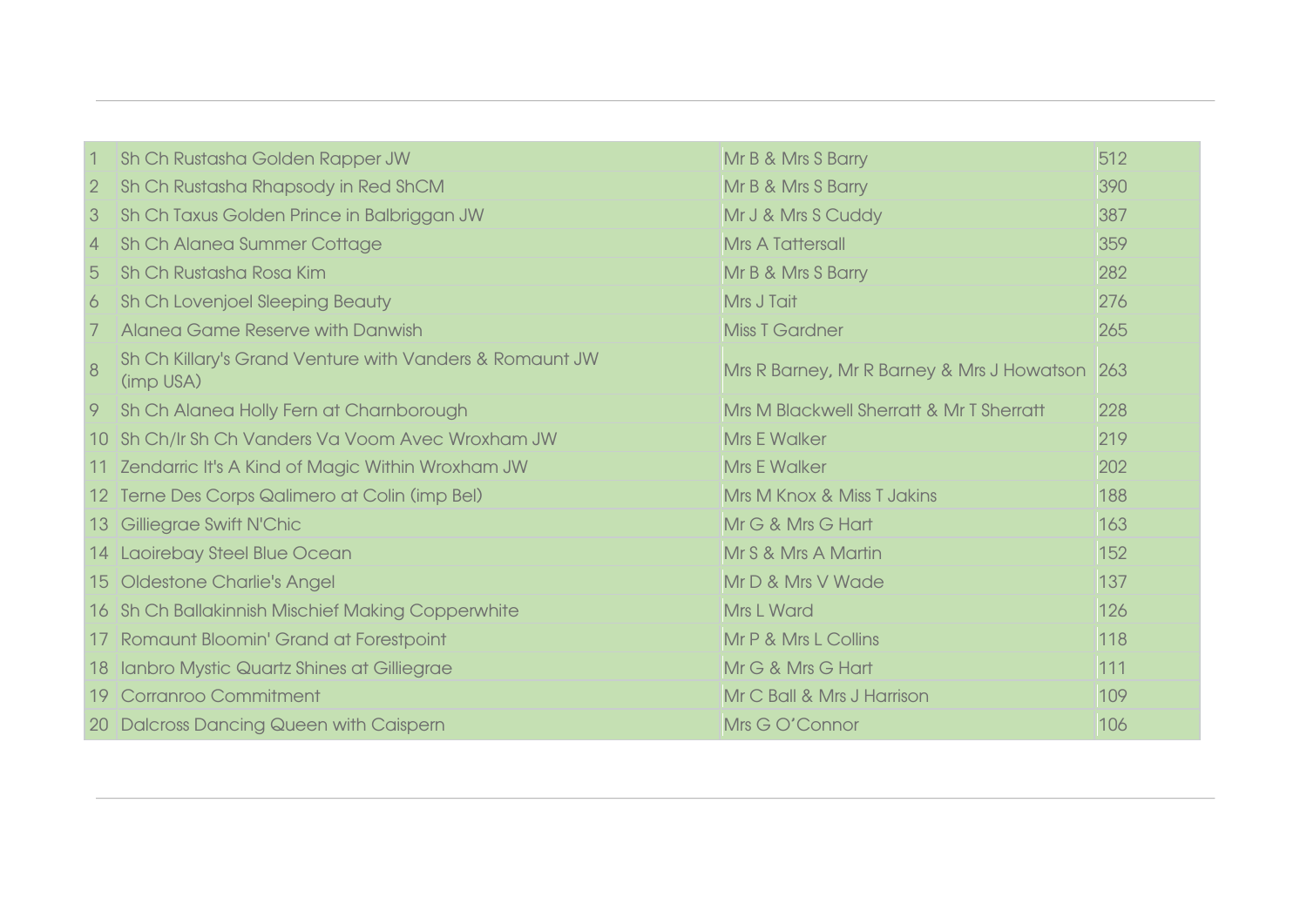| | | | |
|---|---|---|---|
| 1 | Sh Ch Rustasha Golden Rapper JW | Mr B & Mrs S Barry | 512 |
| 2 | Sh Ch Rustasha Rhapsody in Red ShCM | Mr B & Mrs S Barry | 390 |
| 3 | Sh Ch Taxus Golden Prince in Balbriggan JW | Mr J & Mrs S Cuddy | 387 |
| 4 | Sh Ch Alanea Summer Cottage | Mrs A Tattersall | 359 |
| 5 | Sh Ch Rustasha Rosa Kim | Mr B & Mrs S Barry | 282 |
| 6 | Sh Ch Lovenjoel Sleeping Beauty | Mrs J Tait | 276 |
| 7 | Alanea Game Reserve with Danwish | Miss T Gardner | 265 |
| 8 | Sh Ch Killary's Grand Venture with Vanders & Romaunt JW (imp USA) | Mrs R Barney, Mr R Barney & Mrs J Howatson | 263 |
| 9 | Sh Ch Alanea Holly Fern at Charnborough | Mrs M Blackwell Sherratt & Mr T Sherratt | 228 |
| 10 | Sh Ch/Ir Sh Ch Vanders Va Voom Avec Wroxham JW | Mrs E Walker | 219 |
| 11 | Zendarric It's A Kind of Magic Within Wroxham JW | Mrs E Walker | 202 |
| 12 | Terne Des Corps Qalimero at Colin (imp Bel) | Mrs M Knox & Miss T Jakins | 188 |
| 13 | Gilliegrae Swift N'Chic | Mr G & Mrs G Hart | 163 |
| 14 | Laoirebay Steel Blue Ocean | Mr S & Mrs A Martin | 152 |
| 15 | Oldestone Charlie's Angel | Mr D & Mrs V Wade | 137 |
| 16 | Sh Ch Ballakinnish Mischief Making Copperwhite | Mrs L Ward | 126 |
| 17 | Romaunt Bloomin' Grand at Forestpoint | Mr P & Mrs L Collins | 118 |
| 18 | Ianbro Mystic Quartz Shines at Gilliegrae | Mr G & Mrs G Hart | 111 |
| 19 | Corranroo Commitment | Mr C Ball & Mrs J Harrison | 109 |
| 20 | Dalcross Dancing Queen with Caispern | Mrs G O'Connor | 106 |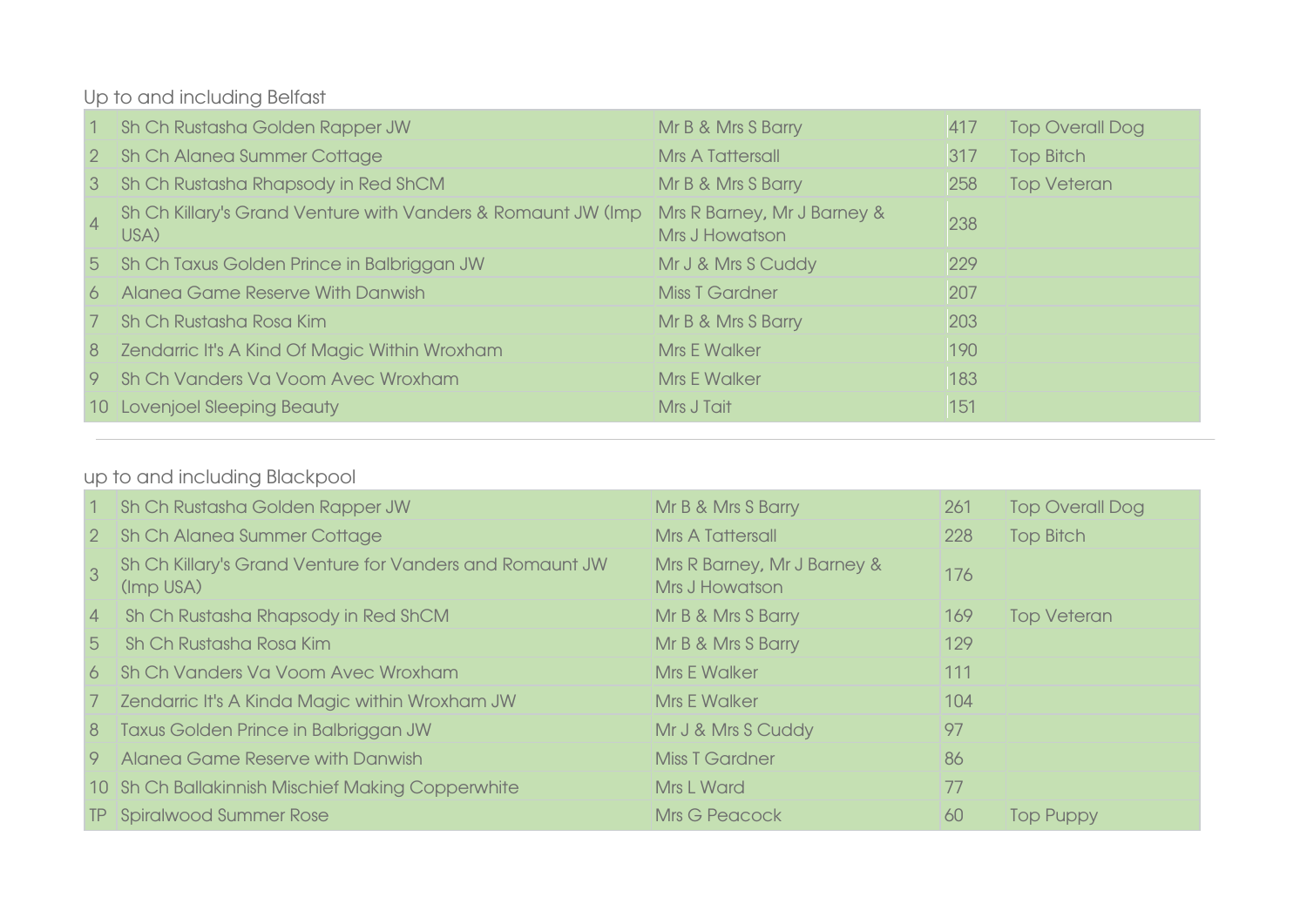Up to and including Belfast

| | | | | |
|---|---|---|---|---|
| 1 | Sh Ch Rustasha Golden Rapper JW | Mr B & Mrs S Barry | 417 | Top Overall Dog |
| 2 | Sh Ch Alanea Summer Cottage | Mrs A Tattersall | 317 | Top Bitch |
| 3 | Sh Ch Rustasha Rhapsody in Red ShCM | Mr B & Mrs S Barry | 258 | Top Veteran |
| 4 | Sh Ch Killary's Grand Venture with Vanders & Romaunt JW (Imp USA) | Mrs R Barney, Mr J Barney & Mrs J Howatson | 238 | |
| 5 | Sh Ch Taxus Golden Prince in Balbriggan JW | Mr J & Mrs S Cuddy | 229 | |
| 6 | Alanea Game Reserve With Danwish | Miss T Gardner | 207 | |
| 7 | Sh Ch Rustasha Rosa Kim | Mr B & Mrs S Barry | 203 | |
| 8 | Zendarric It's A Kind Of Magic Within Wroxham | Mrs E Walker | 190 | |
| 9 | Sh Ch Vanders Va Voom Avec Wroxham | Mrs E Walker | 183 | |
| 10 | Lovenjoel Sleeping Beauty | Mrs J Tait | 151 | |

---

up to and including Blackpool

| | | | | |
|---|---|---|---|---|
| 1 | Sh Ch Rustasha Golden Rapper JW | Mr B & Mrs S Barry | 261 | Top Overall Dog |
| 2 | Sh Ch Alanea Summer Cottage | Mrs A Tattersall | 228 | Top Bitch |
| 3 | Sh Ch Killary's Grand Venture for Vanders and Romaunt JW (Imp USA) | Mrs R Barney, Mr J Barney & Mrs J Howatson | 176 | |
| 4 | Sh Ch Rustasha Rhapsody in Red ShCM | Mr B & Mrs S Barry | 169 | Top Veteran |
| 5 | Sh Ch Rustasha Rosa Kim | Mr B & Mrs S Barry | 129 | |
| 6 | Sh Ch Vanders Va Voom Avec Wroxham | Mrs E Walker | 111 | |
| 7 | Zendarric It's A Kinda Magic within Wroxham JW | Mrs E Walker | 104 | |
| 8 | Taxus Golden Prince in Balbriggan JW | Mr J & Mrs S Cuddy | 97 | |
| 9 | Alanea Game Reserve with Danwish | Miss T Gardner | 86 | |
| 10 | Sh Ch Ballakinnish Mischief Making Copperwhite | Mrs L Ward | 77 | |
| TP | Spiralwood Summer Rose | Mrs G Peacock | 60 | Top Puppy |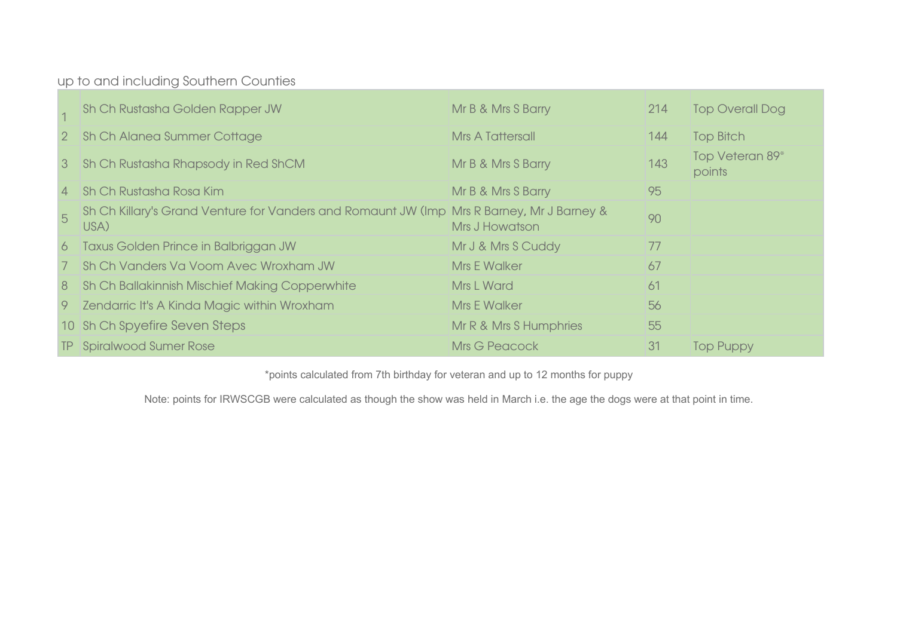up to and including Southern Counties

| | | | | |
|---|---|---|---|---|
| 1 | Sh Ch Rustasha Golden Rapper JW | Mr B & Mrs S Barry | 214 | Top Overall Dog |
| 2 | Sh Ch Alanea Summer Cottage | Mrs A Tattersall | 144 | Top Bitch |
| 3 | Sh Ch Rustasha Rhapsody in Red ShCM | Mr B & Mrs S Barry | 143 | Top Veteran 89* points |
| 4 | Sh Ch Rustasha Rosa Kim | Mr B & Mrs S Barry | 95 | |
| 5 | Sh Ch Killary's Grand Venture for Vanders and Romaunt JW (Imp USA) | Mrs R Barney, Mr J Barney & Mrs J Howatson | 90 | |
| 6 | Taxus Golden Prince in Balbriggan JW | Mr J & Mrs S Cuddy | 77 | |
| 7 | Sh Ch Vanders Va Voom Avec Wroxham JW | Mrs E Walker | 67 | |
| 8 | Sh Ch Ballakinnish Mischief Making Copperwhite | Mrs L Ward | 61 | |
| 9 | Zendarric It's A Kinda Magic within Wroxham | Mrs E Walker | 56 | |
| 10 | Sh Ch Spyefire Seven Steps | Mr R & Mrs S Humphries | 55 | |
| TP | Spiralwood Sumer Rose | Mrs G Peacock | 31 | Top Puppy |

*points calculated from 7th birthday for veteran and up to 12 months for puppy

Note: points for IRWSCGB were calculated as though the show was held in March i.e. the age the dogs were at that point in time.